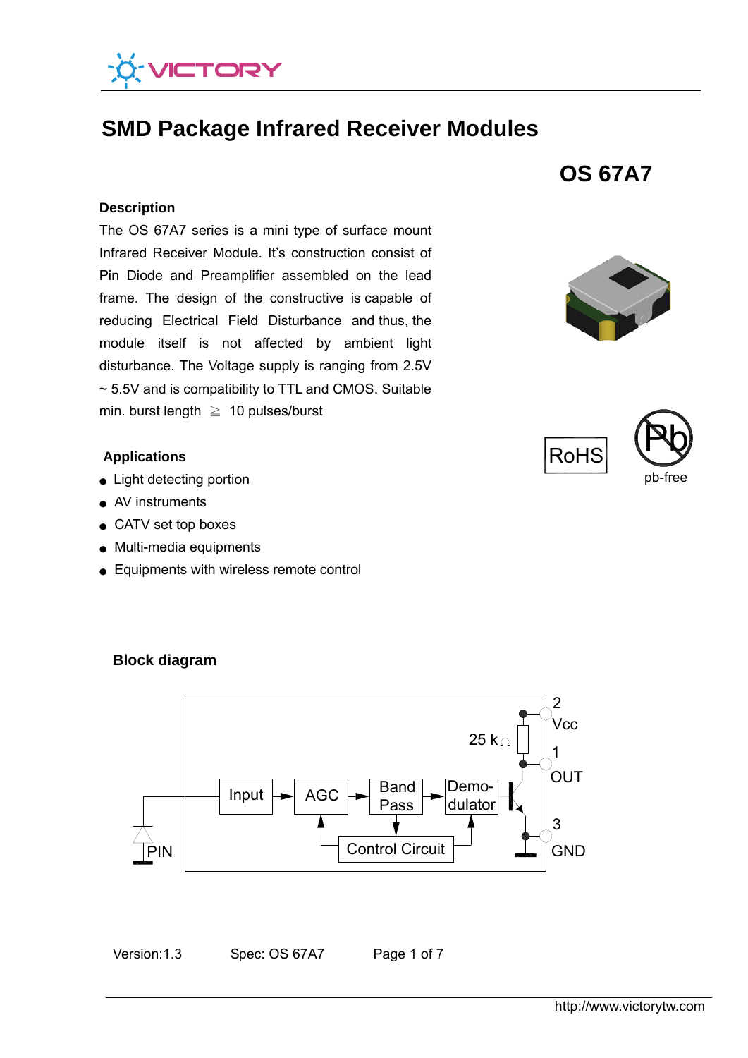# SMD Package Infrared Receiver Modules

## OS 67A7

### Description

The OS 67A7 series is a mini type of surface mount Infrared Receiver Module. It's construction consist of Pin Diode and Preamplifier assembled on the lead frame. The design of the constructive is capable of reducing Electrical Field Disturbance and thus, the module itself is not affected by ambient light disturbance. The Voltage supply is ranging from 2.5V ~ 5.5V and is compatibility to TTL and CMOS. Suitable min. burst length ≧ 10 pulses/burst

RoHS

pb-free

### Applications

- Light detecting portion
- AV instruments
- CATV set top boxes
- Multi-media equipments
- Equipments with wireless remote control

### Block diagram

PIN → Input → AGC → Band Pass → Demo-dulator; Control Circuit (feedback to AGC, Band Pass, Demodulator)

25 kΩ

2 Vcc

1 OUT

3 GND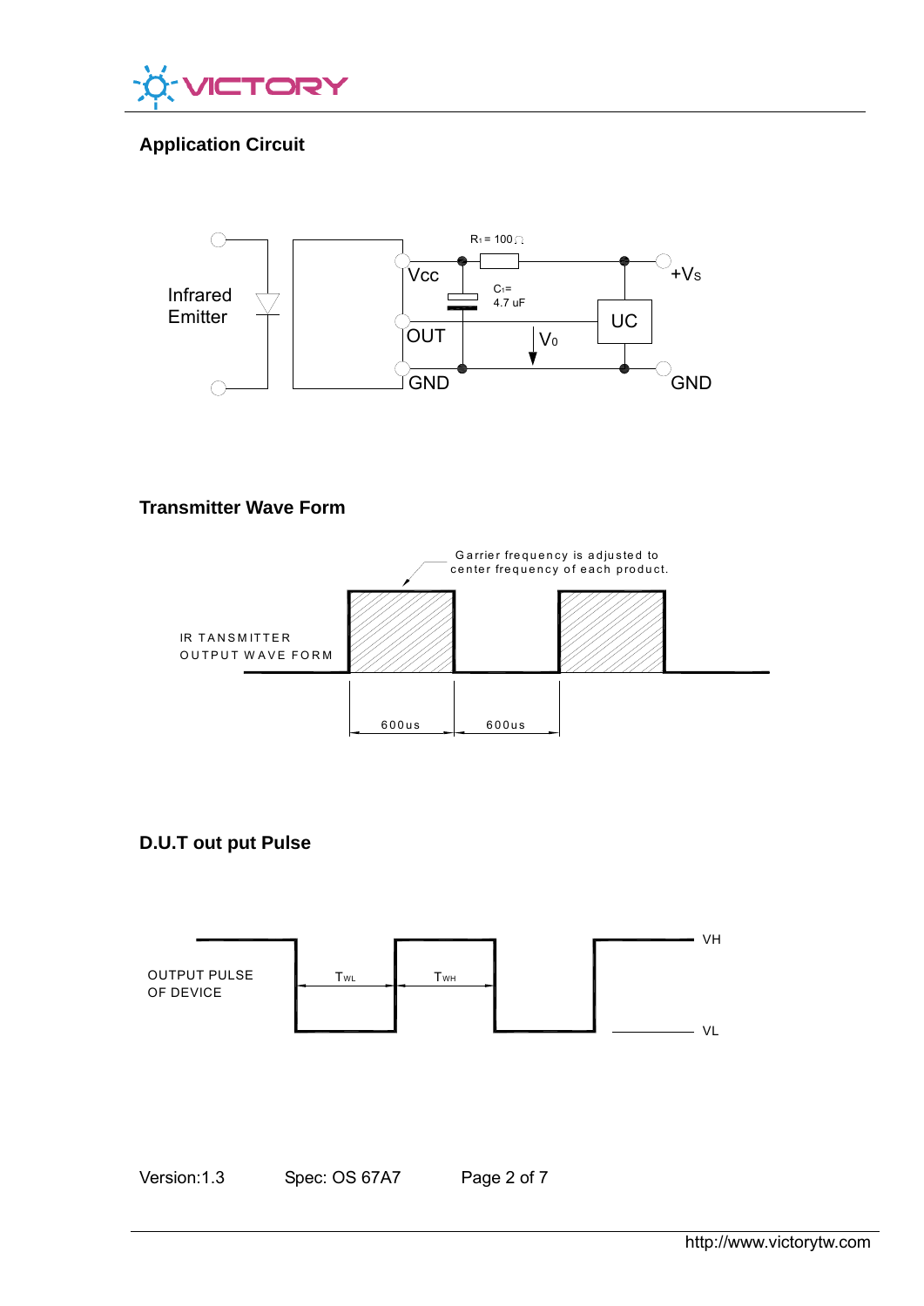## Application Circuit

Infrared Emitter

$R_1$ = 100Ω

Vcc

$C_1$ = 4.7 uF

+Vs

UC

OUT

$V_O$

GND

GND

## Transmitter Wave Form

Garrier frequency is adjusted to center frequency of each product.

IR TANSMITTER OUTPUT WAVE FORM

600us

600us

## D.U.T out put Pulse

OUTPUT PULSE OF DEVICE

$T_{WL}$

$T_{WH}$

VH

VL

Version:1.3　　Spec: OS 67A7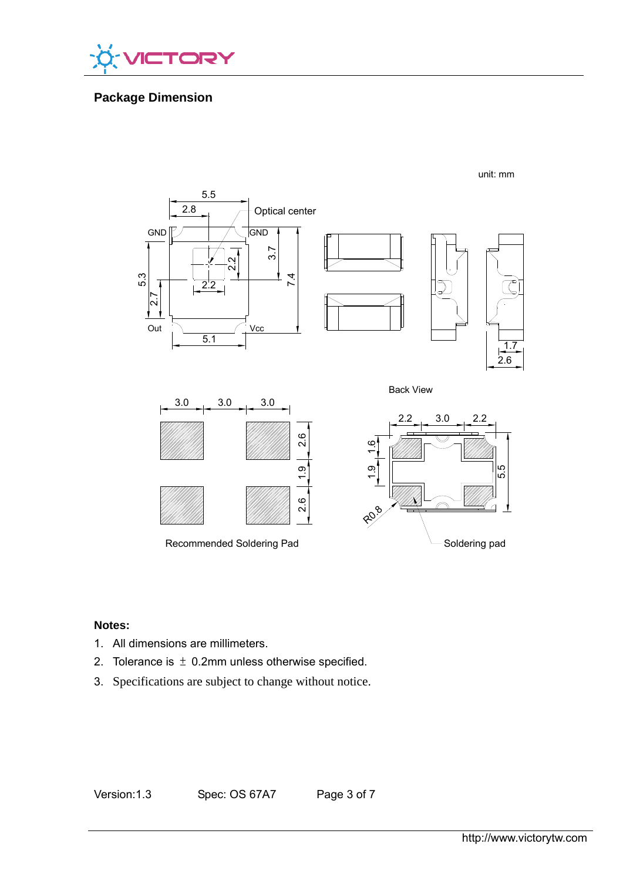## Package Dimension

unit: mm

Optical center

GND GND

Out Vcc

Back View

Recommended Soldering Pad

Soldering pad

**Notes:**

1. All dimensions are millimeters.
2. Tolerance is ± 0.2mm unless otherwise specified.
3. Specifications are subject to change without notice.

Version:1.3 Spec: OS 67A7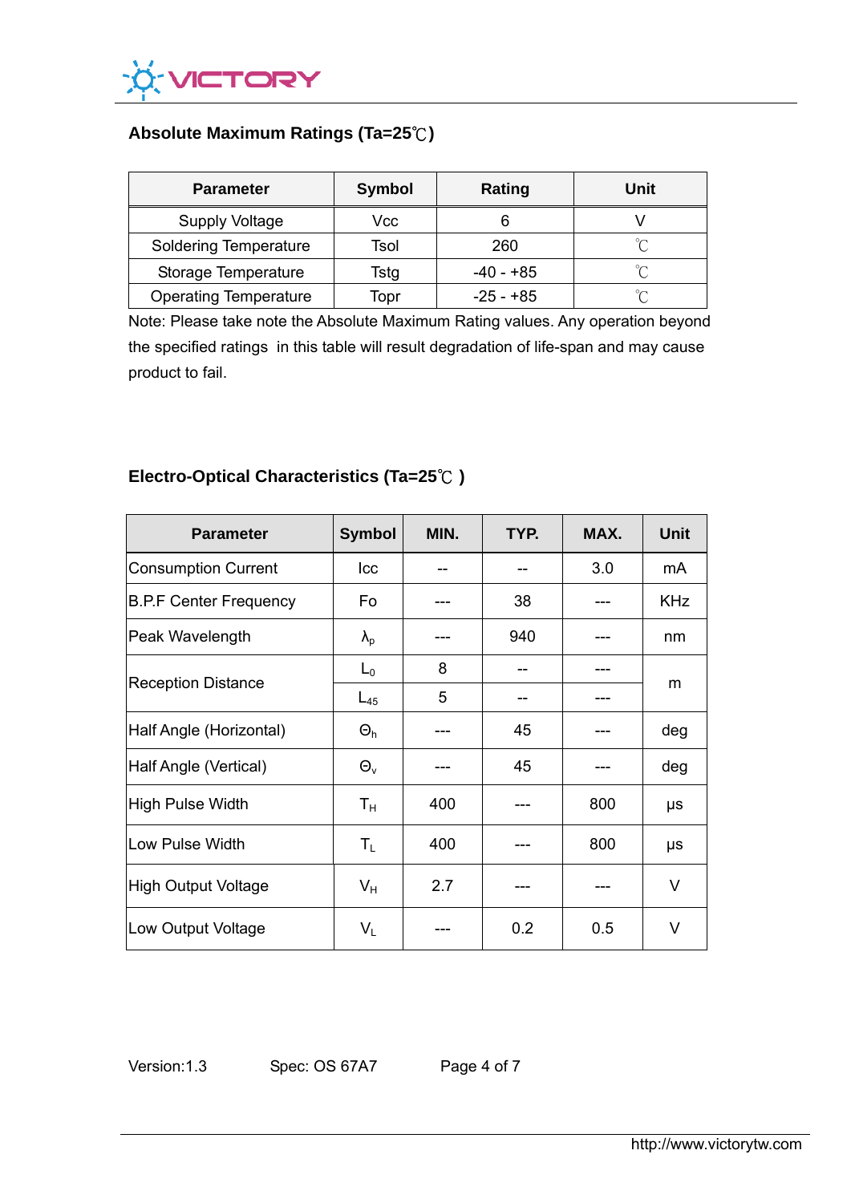## Absolute Maximum Ratings (Ta=25℃)

| Parameter | Symbol | Rating | Unit |
|---|---|---|---|
| Supply Voltage | Vcc | 6 | V |
| Soldering Temperature | Tsol | 260 | ℃ |
| Storage Temperature | Tstg | -40 - +85 | ℃ |
| Operating Temperature | Topr | -25 - +85 | ℃ |

Note: Please take note the Absolute Maximum Rating values. Any operation beyond the specified ratings in this table will result degradation of life-span and may cause product to fail.

## Electro-Optical Characteristics (Ta=25℃ )

| Parameter | Symbol | MIN. | TYP. | MAX. | Unit |
|---|---|---|---|---|---|
| Consumption Current | Icc | -- | -- | 3.0 | mA |
| B.P.F Center Frequency | Fo | --- | 38 | --- | KHz |
| Peak Wavelength | $\lambda_p$ | --- | 940 | --- | nm |
| Reception Distance | $L_0$ | 8 | -- | --- | m |
| | $L_{45}$ | 5 | -- | --- | |
| Half Angle (Horizontal) | $\Theta_h$ | --- | 45 | --- | deg |
| Half Angle (Vertical) | $\Theta_v$ | --- | 45 | --- | deg |
| High Pulse Width | $T_H$ | 400 | --- | 800 | μs |
| Low Pulse Width | $T_L$ | 400 | --- | 800 | μs |
| High Output Voltage | $V_H$ | 2.7 | --- | --- | V |
| Low Output Voltage | $V_L$ | --- | 0.2 | 0.5 | V |

Version:1.3 Spec: OS 67A7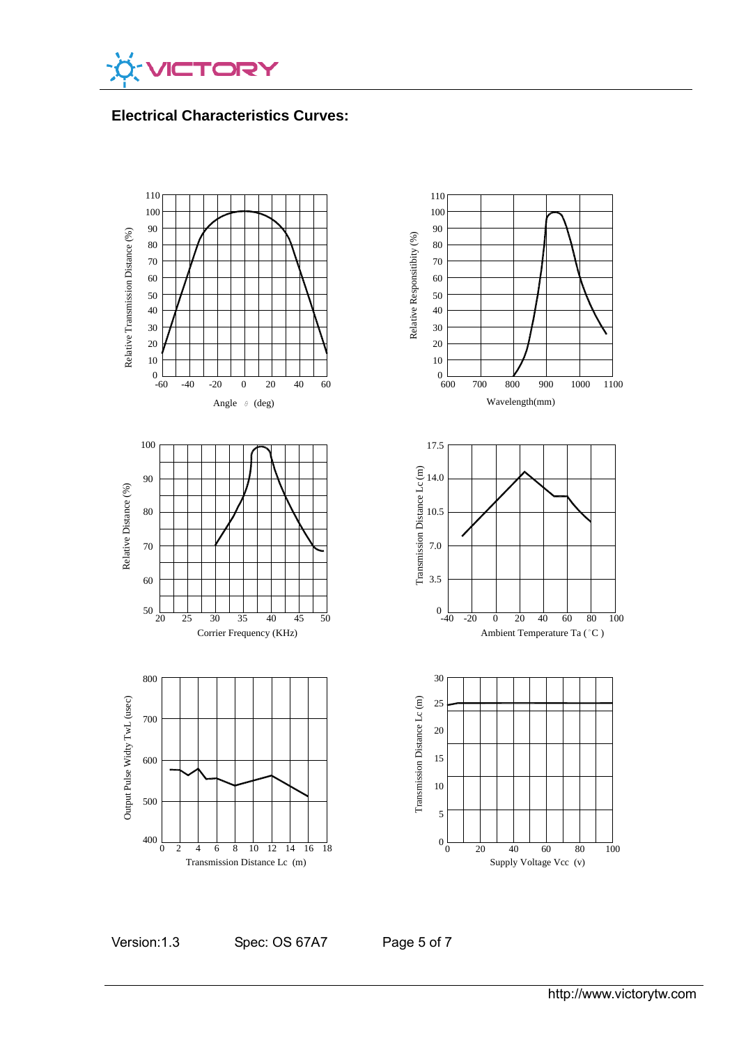## Electrical Characteristics Curves:

Relative Transmission Distance (%)

Angle θ (deg)

Relative Responsitibity (%)

Wavelength(mm)

Relative Distance (%)

Corrier Frequency (KHz)

Transmission Distance Lc (m)

Ambient Temperature Ta (˚C )

Output Pulse Widty TwL (usec)

Transmission Distance Lc (m)

Transmission Distance Lc (m)

Supply Voltage Vcc (v)

Version:1.3    Spec: OS 67A7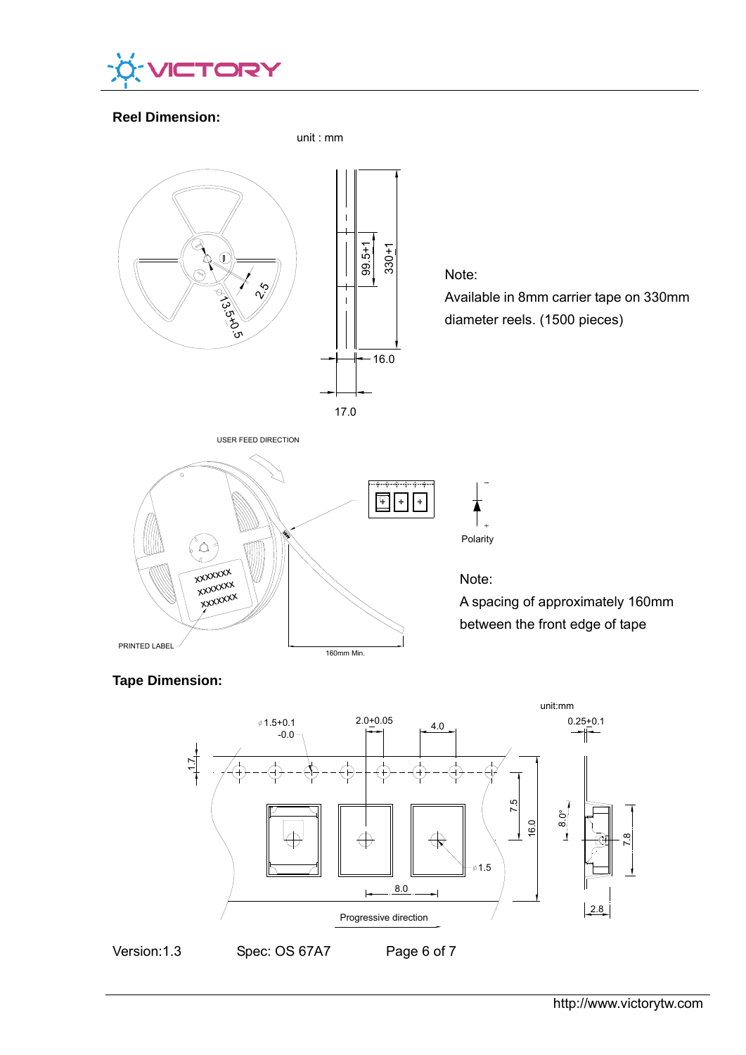## Reel Dimension:

unit : mm

Note:
Available in 8mm carrier tape on 330mm diameter reels. (1500 pieces)

USER FEED DIRECTION

PRINTED LABEL

160mm Min.

Polarity

Note:
A spacing of approximately 160mm between the front edge of tape

## Tape Dimension:

unit:mm

Progressive direction

Version:1.3 Spec: OS 67A7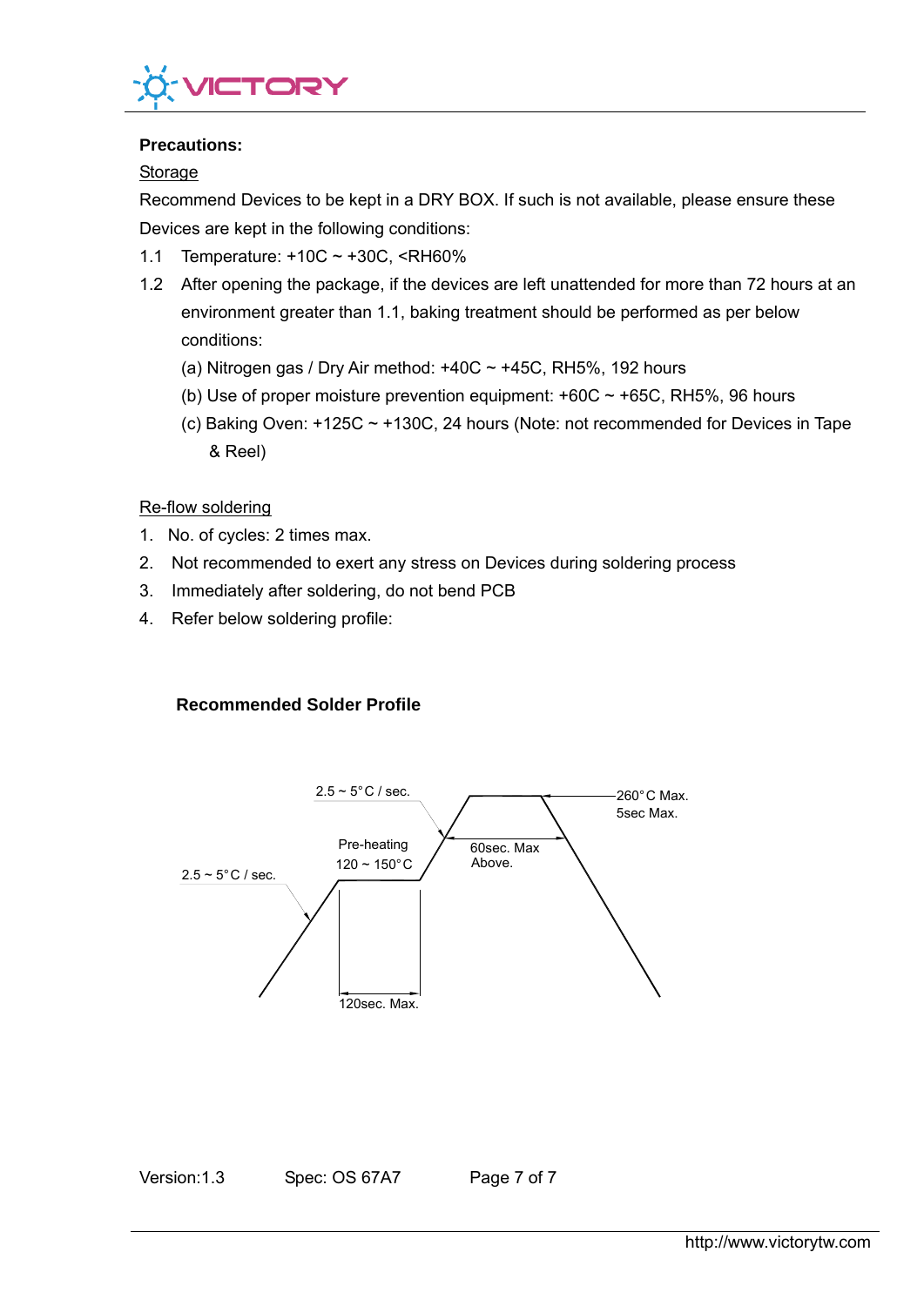**Precautions:**

Storage

Recommend Devices to be kept in a DRY BOX. If such is not available, please ensure these Devices are kept in the following conditions:

1.1 Temperature: +10C ~ +30C, <RH60%

1.2 After opening the package, if the devices are left unattended for more than 72 hours at an environment greater than 1.1, baking treatment should be performed as per below conditions:

(a) Nitrogen gas / Dry Air method: +40C ~ +45C, RH5%, 192 hours

(b) Use of proper moisture prevention equipment: +60C ~ +65C, RH5%, 96 hours

(c) Baking Oven: +125C ~ +130C, 24 hours (Note: not recommended for Devices in Tape & Reel)

Re-flow soldering

1. No. of cycles: 2 times max.
2. Not recommended to exert any stress on Devices during soldering process
3. Immediately after soldering, do not bend PCB
4. Refer below soldering profile:

**Recommended Solder Profile**

2.5 ~ 5°C / sec.

260°C Max.
5sec Max.

Pre-heating
120 ~ 150°C

60sec. Max
Above.

2.5 ~ 5°C / sec.

120sec. Max.

Version:1.3 Spec: OS 67A7

http://www.victorytw.com